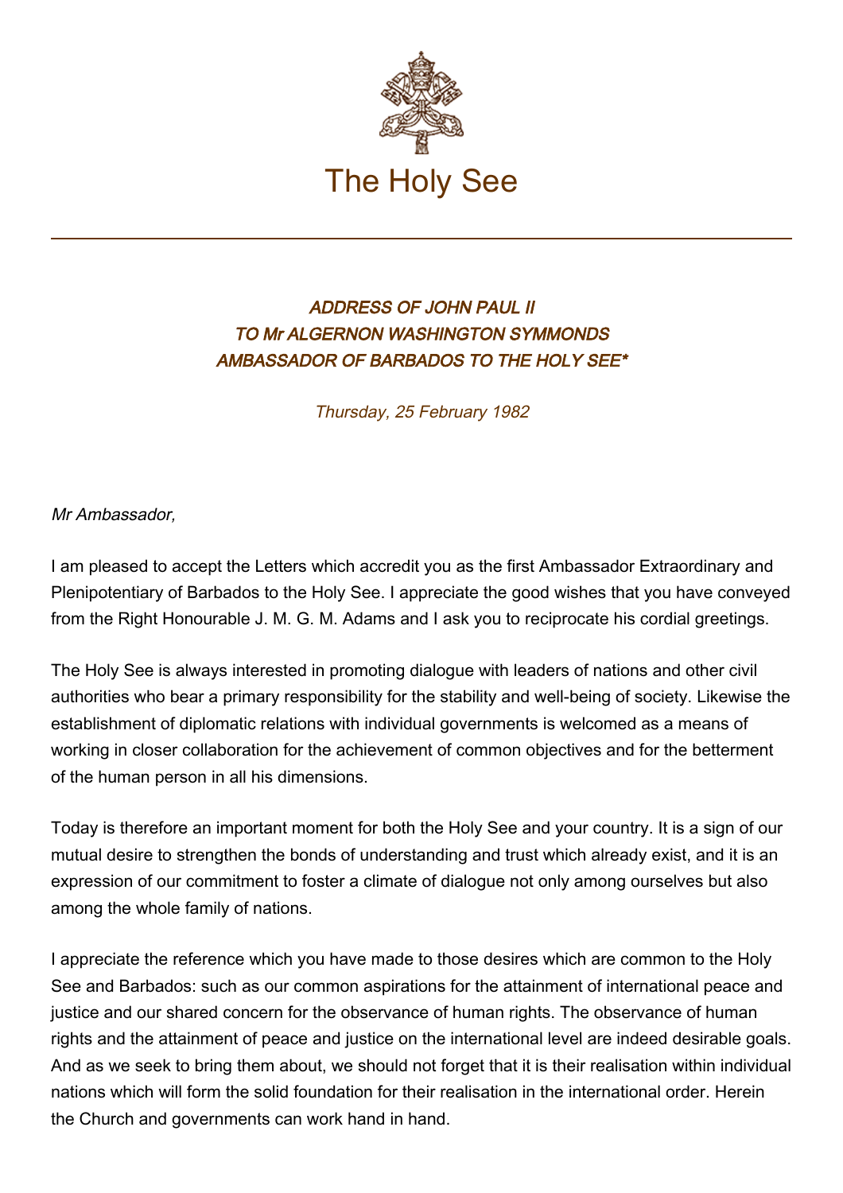The Holy See

### *ADDRESS OF JOHN PAUL II TO Mr ALGERNON WASHINGTON SYMMONDS AMBASSADOR OF BARBADOS TO THE HOLY SEE**

*Thursday, 25 February 1982*

*Mr Ambassador,*

I am pleased to accept the Letters which accredit you as the first Ambassador Extraordinary and Plenipotentiary of Barbados to the Holy See. I appreciate the good wishes that you have conveyed from the Right Honourable J. M. G. M. Adams and I ask you to reciprocate his cordial greetings.

The Holy See is always interested in promoting dialogue with leaders of nations and other civil authorities who bear a primary responsibility for the stability and well-being of society. Likewise the establishment of diplomatic relations with individual governments is welcomed as a means of working in closer collaboration for the achievement of common objectives and for the betterment of the human person in all his dimensions.

Today is therefore an important moment for both the Holy See and your country. It is a sign of our mutual desire to strengthen the bonds of understanding and trust which already exist, and it is an expression of our commitment to foster a climate of dialogue not only among ourselves but also among the whole family of nations.

I appreciate the reference which you have made to those desires which are common to the Holy See and Barbados: such as our common aspirations for the attainment of international peace and justice and our shared concern for the observance of human rights. The observance of human rights and the attainment of peace and justice on the international level are indeed desirable goals. And as we seek to bring them about, we should not forget that it is their realisation within individual nations which will form the solid foundation for their realisation in the international order. Herein the Church and governments can work hand in hand.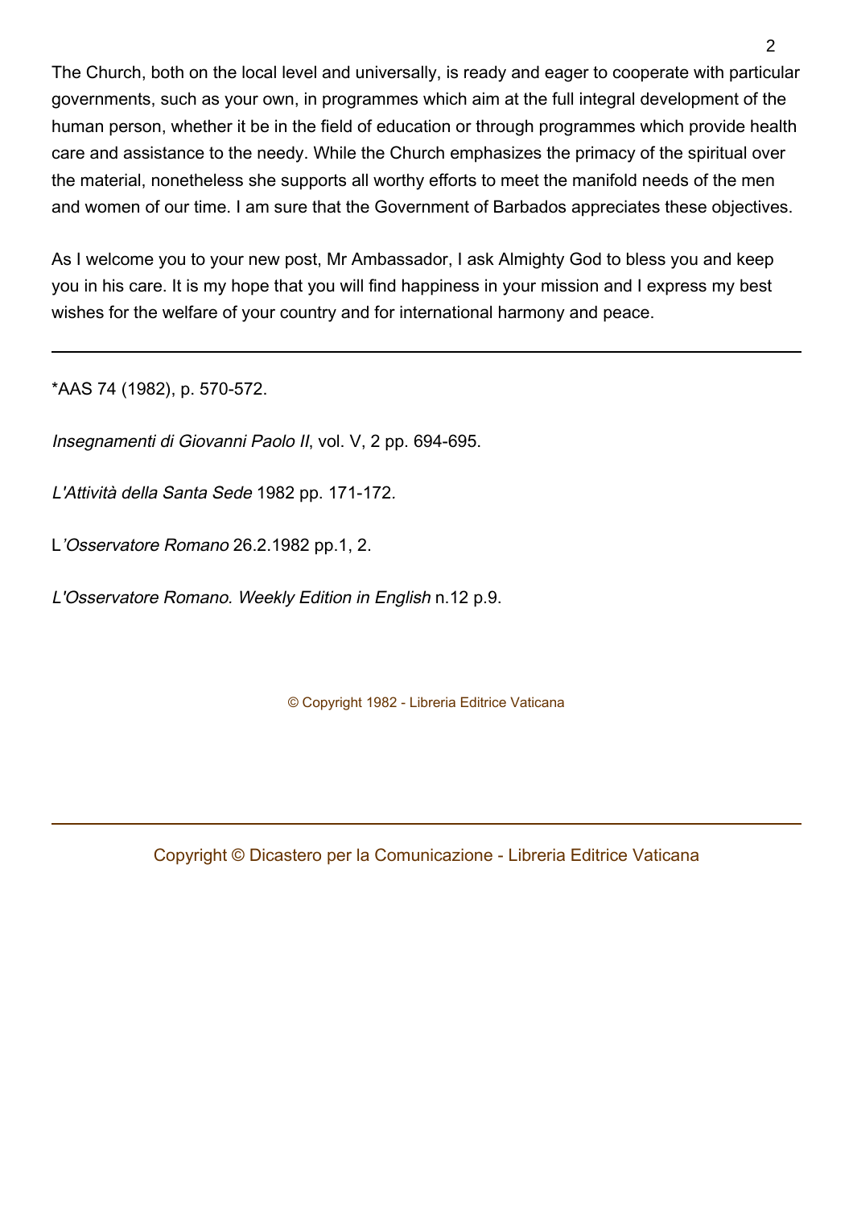The Church, both on the local level and universally, is ready and eager to cooperate with particular governments, such as your own, in programmes which aim at the full integral development of the human person, whether it be in the field of education or through programmes which provide health care and assistance to the needy. While the Church emphasizes the primacy of the spiritual over the material, nonetheless she supports all worthy efforts to meet the manifold needs of the men and women of our time. I am sure that the Government of Barbados appreciates these objectives.

As I welcome you to your new post, Mr Ambassador, I ask Almighty God to bless you and keep you in his care. It is my hope that you will find happiness in your mission and I express my best wishes for the welfare of your country and for international harmony and peace.

---

*AAS 74 (1982), p. 570-572.

*Insegnamenti di Giovanni Paolo II*, vol. V, 2 pp. 694-695.

*L'Attività della Santa Sede* 1982 pp. 171-172.

L*'Osservatore Romano* 26.2.1982 pp.1, 2.

*L'Osservatore Romano. Weekly Edition in English* n.12 p.9.

© Copyright 1982 - Libreria Editrice Vaticana

---

Copyright © Dicastero per la Comunicazione - Libreria Editrice Vaticana